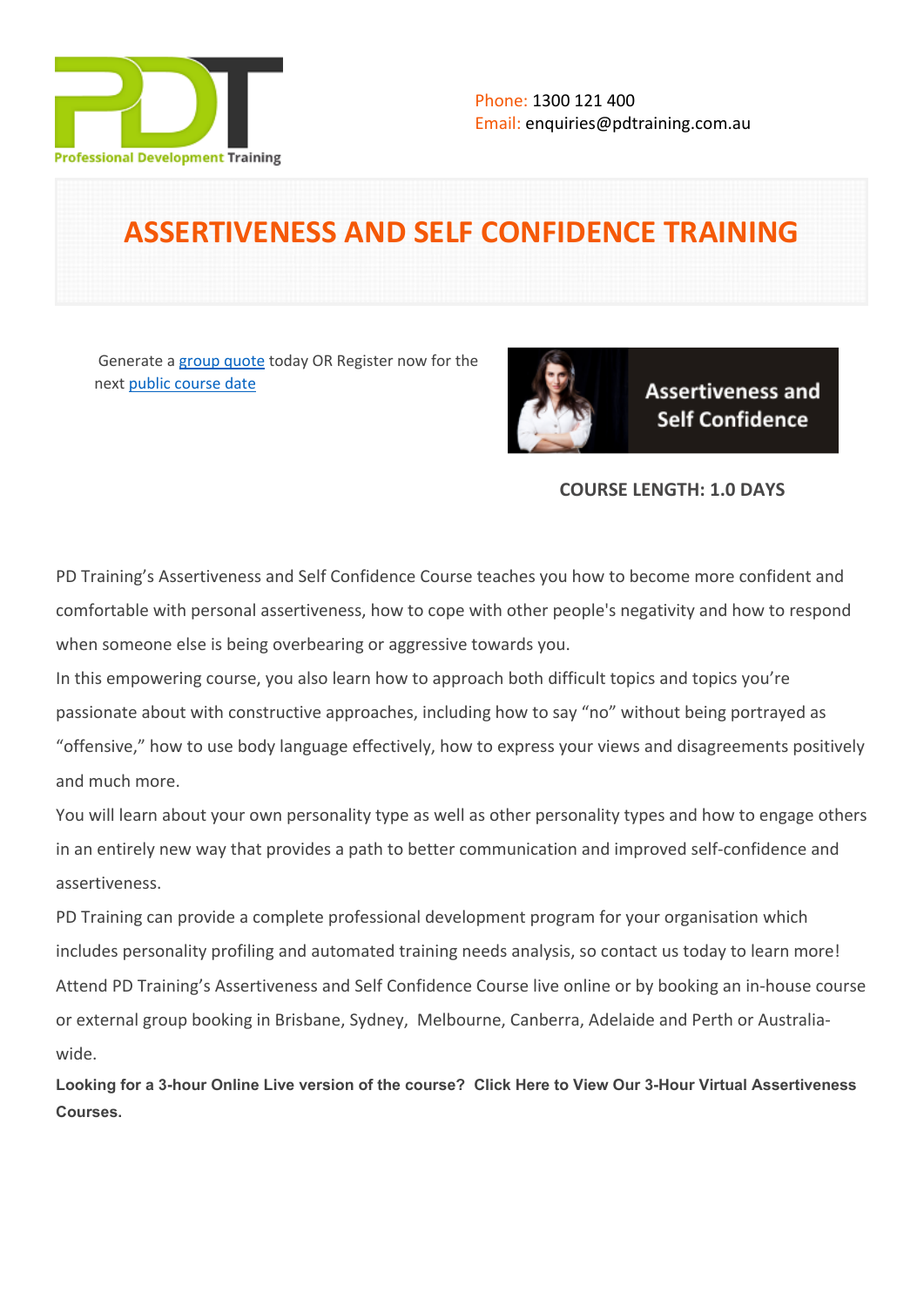Phone: 1300 121 400
Email: enquiries@pdtraining.com.au

# ASSERTIVENESS AND SELF CONFIDENCE TRAINING

Generate a group quote today OR Register now for the next public course date

**COURSE LENGTH: 1.0 DAYS**

PD Training's Assertiveness and Self Confidence Course teaches you how to become more confident and comfortable with personal assertiveness, how to cope with other people's negativity and how to respond when someone else is being overbearing or aggressive towards you.

In this empowering course, you also learn how to approach both difficult topics and topics you're passionate about with constructive approaches, including how to say "no" without being portrayed as "offensive," how to use body language effectively, how to express your views and disagreements positively and much more.

You will learn about your own personality type as well as other personality types and how to engage others in an entirely new way that provides a path to better communication and improved self-confidence and assertiveness.

PD Training can provide a complete professional development program for your organisation which includes personality profiling and automated training needs analysis, so contact us today to learn more!

Attend PD Training's Assertiveness and Self Confidence Course live online or by booking an in-house course or external group booking in Brisbane, Sydney, Melbourne, Canberra, Adelaide and Perth or Australia-wide.

**Looking for a 3-hour Online Live version of the course? Click Here to View Our 3-Hour Virtual Assertiveness Courses.**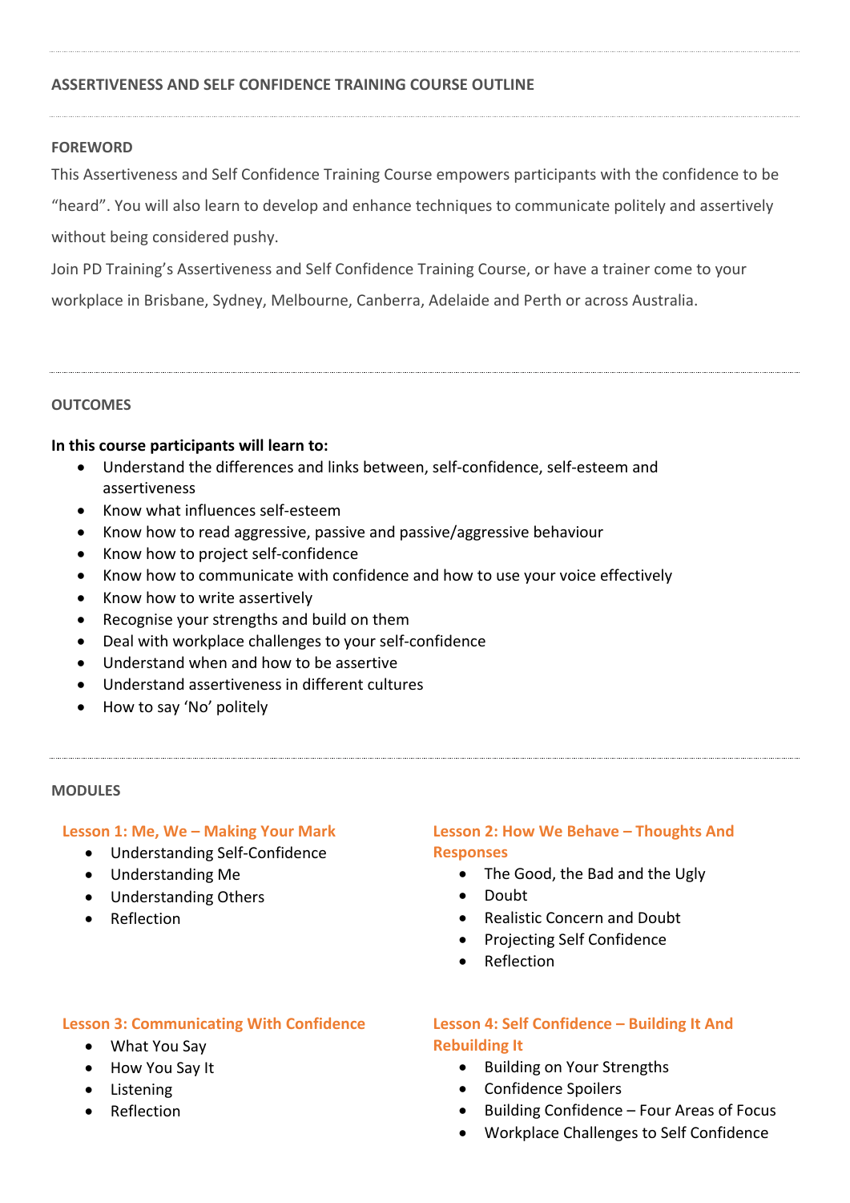## ASSERTIVENESS AND SELF CONFIDENCE TRAINING COURSE OUTLINE

### FOREWORD

This Assertiveness and Self Confidence Training Course empowers participants with the confidence to be "heard". You will also learn to develop and enhance techniques to communicate politely and assertively without being considered pushy.

Join PD Training's Assertiveness and Self Confidence Training Course, or have a trainer come to your workplace in Brisbane, Sydney, Melbourne, Canberra, Adelaide and Perth or across Australia.

### OUTCOMES

**In this course participants will learn to:**

- Understand the differences and links between, self-confidence, self-esteem and assertiveness
- Know what influences self-esteem
- Know how to read aggressive, passive and passive/aggressive behaviour
- Know how to project self-confidence
- Know how to communicate with confidence and how to use your voice effectively
- Know how to write assertively
- Recognise your strengths and build on them
- Deal with workplace challenges to your self-confidence
- Understand when and how to be assertive
- Understand assertiveness in different cultures
- How to say 'No' politely

### MODULES

#### Lesson 1: Me, We – Making Your Mark

- Understanding Self-Confidence
- Understanding Me
- Understanding Others
- Reflection

#### Lesson 2: How We Behave – Thoughts And Responses

- The Good, the Bad and the Ugly
- Doubt
- Realistic Concern and Doubt
- Projecting Self Confidence
- Reflection

#### Lesson 3: Communicating With Confidence

- What You Say
- How You Say It
- Listening
- Reflection

#### Lesson 4: Self Confidence – Building It And Rebuilding It

- Building on Your Strengths
- Confidence Spoilers
- Building Confidence – Four Areas of Focus
- Workplace Challenges to Self Confidence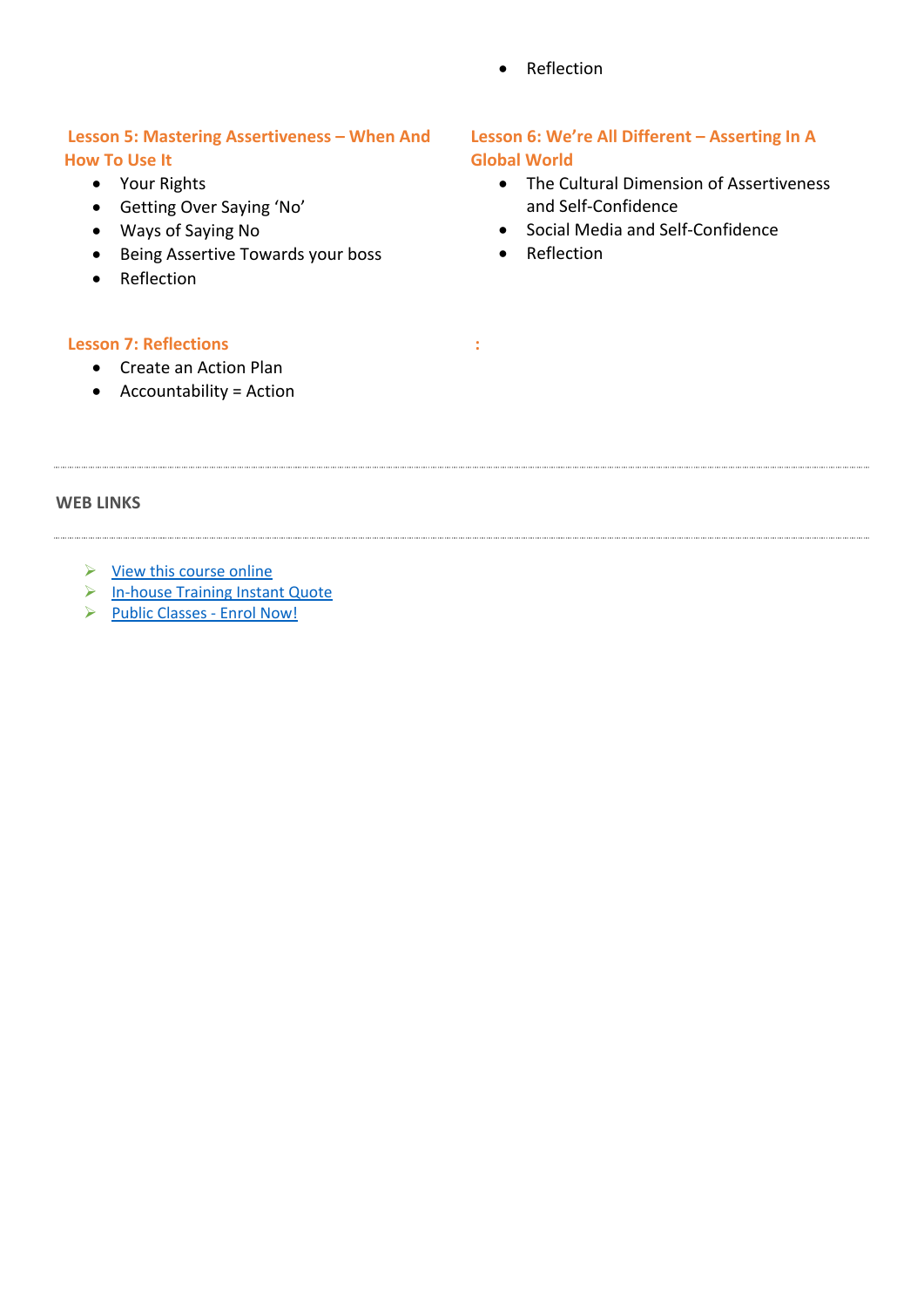- Reflection

### Lesson 5: Mastering Assertiveness – When And How To Use It

- Your Rights
- Getting Over Saying ‘No’
- Ways of Saying No
- Being Assertive Towards your boss
- Reflection

### Lesson 6: We’re All Different – Asserting In A Global World

- The Cultural Dimension of Assertiveness and Self-Confidence
- Social Media and Self-Confidence
- Reflection

### Lesson 7: Reflections

- Create an Action Plan
- Accountability = Action

:

---

## WEB LINKS

---

- View this course online
- In-house Training Instant Quote
- Public Classes - Enrol Now!